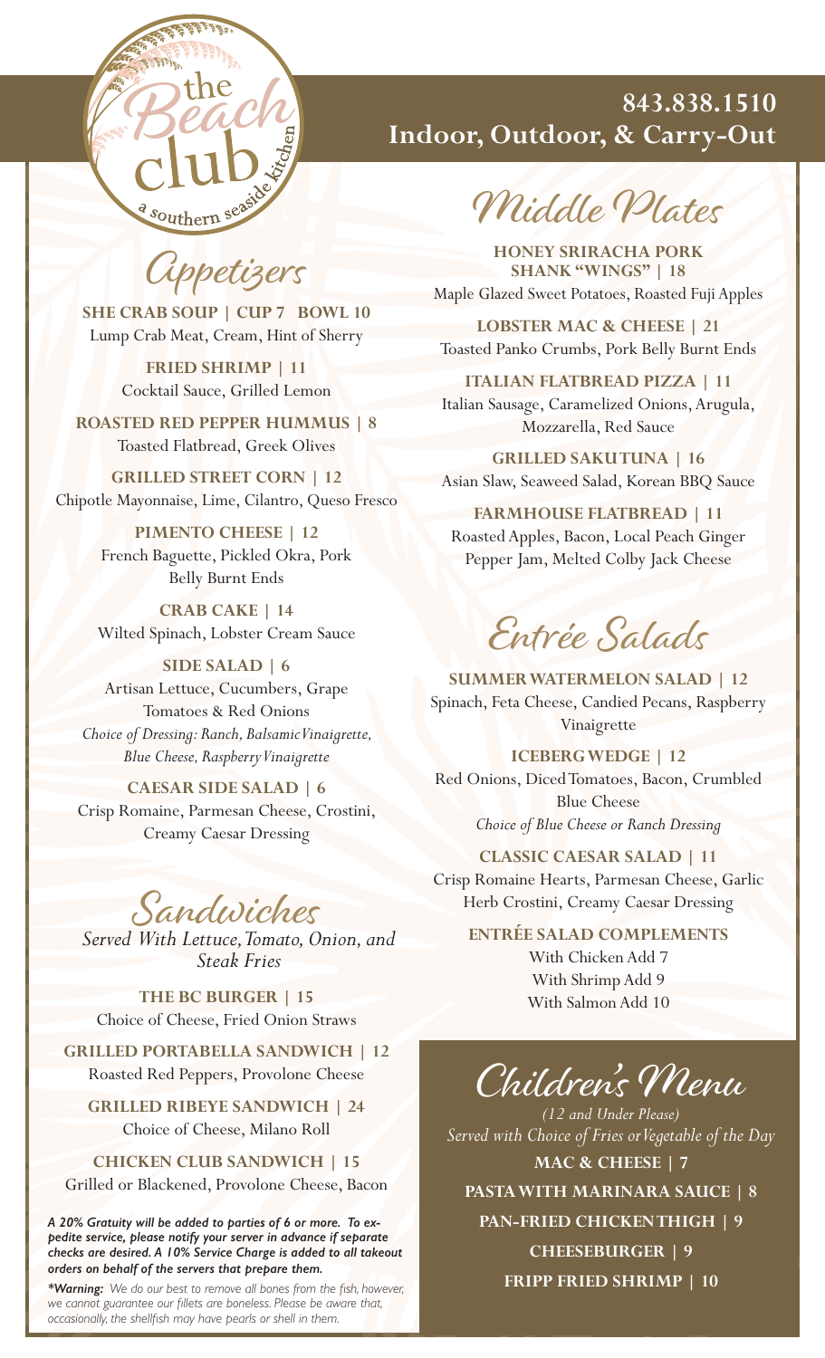# the Beach club

a southern seaside kitchen

**843.838.1510**
**Indoor, Outdoor, & Carry-Out**

## Appetizers

**SHE CRAB SOUP | CUP 7 BOWL 10**
Lump Crab Meat, Cream, Hint of Sherry

**FRIED SHRIMP | 11**
Cocktail Sauce, Grilled Lemon

**ROASTED RED PEPPER HUMMUS | 8**
Toasted Flatbread, Greek Olives

**GRILLED STREET CORN | 12**
Chipotle Mayonnaise, Lime, Cilantro, Queso Fresco

**PIMENTO CHEESE | 12**
French Baguette, Pickled Okra, Pork Belly Burnt Ends

**CRAB CAKE | 14**
Wilted Spinach, Lobster Cream Sauce

**SIDE SALAD | 6**
Artisan Lettuce, Cucumbers, Grape Tomatoes & Red Onions
*Choice of Dressing: Ranch, Balsamic Vinaigrette, Blue Cheese, Raspberry Vinaigrette*

**CAESAR SIDE SALAD | 6**
Crisp Romaine, Parmesan Cheese, Crostini, Creamy Caesar Dressing

## Sandwiches

*Served With Lettuce, Tomato, Onion, and Steak Fries*

**THE BC BURGER | 15**
Choice of Cheese, Fried Onion Straws

**GRILLED PORTABELLA SANDWICH | 12**
Roasted Red Peppers, Provolone Cheese

**GRILLED RIBEYE SANDWICH | 24**
Choice of Cheese, Milano Roll

**CHICKEN CLUB SANDWICH | 15**
Grilled or Blackened, Provolone Cheese, Bacon

*A 20% Gratuity will be added to parties of 6 or more. To expedite service, please notify your server in advance if separate checks are desired. A 10% Service Charge is added to all takeout orders on behalf of the servers that prepare them.*

*\*Warning: We do our best to remove all bones from the fish, however, we cannot guarantee our fillets are boneless. Please be aware that, occasionally, the shellfish may have pearls or shell in them.*

## Middle Plates

**HONEY SRIRACHA PORK SHANK "WINGS" | 18**
Maple Glazed Sweet Potatoes, Roasted Fuji Apples

**LOBSTER MAC & CHEESE | 21**
Toasted Panko Crumbs, Pork Belly Burnt Ends

**ITALIAN FLATBREAD PIZZA | 11**
Italian Sausage, Caramelized Onions, Arugula, Mozzarella, Red Sauce

**GRILLED SAKU TUNA | 16**
Asian Slaw, Seaweed Salad, Korean BBQ Sauce

**FARMHOUSE FLATBREAD | 11**
Roasted Apples, Bacon, Local Peach Ginger Pepper Jam, Melted Colby Jack Cheese

## Entrée Salads

**SUMMER WATERMELON SALAD | 12**
Spinach, Feta Cheese, Candied Pecans, Raspberry Vinaigrette

**ICEBERG WEDGE | 12**
Red Onions, Diced Tomatoes, Bacon, Crumbled Blue Cheese
*Choice of Blue Cheese or Ranch Dressing*

**CLASSIC CAESAR SALAD | 11**
Crisp Romaine Hearts, Parmesan Cheese, Garlic Herb Crostini, Creamy Caesar Dressing

**ENTRÉE SALAD COMPLEMENTS**
With Chicken Add 7
With Shrimp Add 9
With Salmon Add 10

## Children's Menu

*(12 and Under Please)*
*Served with Choice of Fries or Vegetable of the Day*

**MAC & CHEESE | 7**

**PASTA WITH MARINARA SAUCE | 8**

**PAN-FRIED CHICKEN THIGH | 9**

**CHEESEBURGER | 9**

**FRIPP FRIED SHRIMP | 10**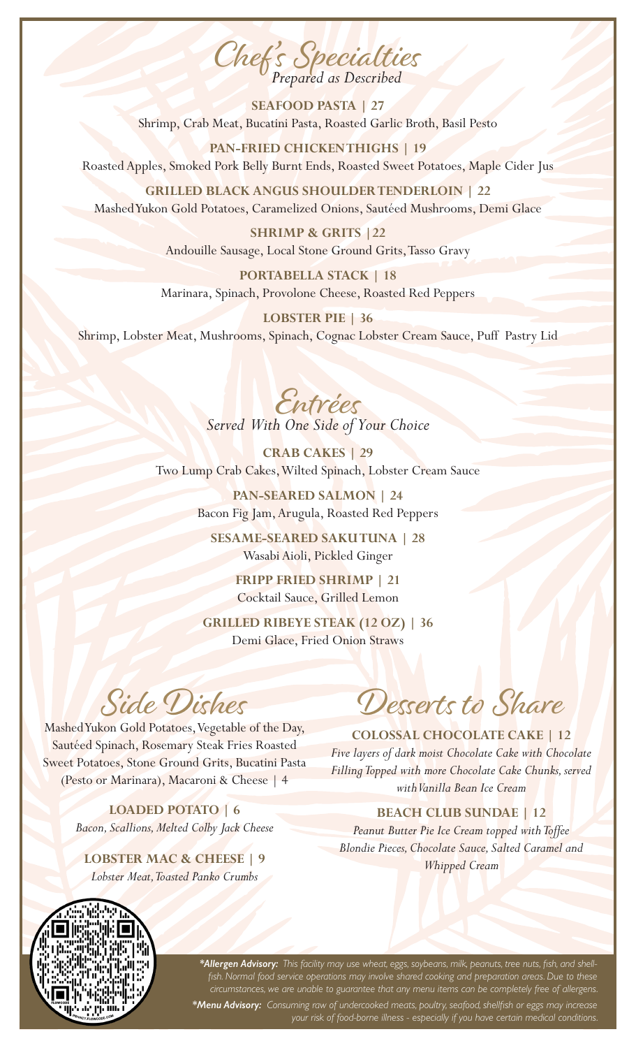# Chef's Specialties

*Prepared as Described*

**SEAFOOD PASTA | 27**
Shrimp, Crab Meat, Bucatini Pasta, Roasted Garlic Broth, Basil Pesto

**PAN-FRIED CHICKEN THIGHS | 19**
Roasted Apples, Smoked Pork Belly Burnt Ends, Roasted Sweet Potatoes, Maple Cider Jus

**GRILLED BLACK ANGUS SHOULDER TENDERLOIN | 22**
Mashed Yukon Gold Potatoes, Caramelized Onions, Sautéed Mushrooms, Demi Glace

**SHRIMP & GRITS |22**
Andouille Sausage, Local Stone Ground Grits, Tasso Gravy

**PORTABELLA STACK | 18**
Marinara, Spinach, Provolone Cheese, Roasted Red Peppers

**LOBSTER PIE | 36**
Shrimp, Lobster Meat, Mushrooms, Spinach, Cognac Lobster Cream Sauce, Puff Pastry Lid

# Entrées

*Served With One Side of Your Choice*

**CRAB CAKES | 29**
Two Lump Crab Cakes, Wilted Spinach, Lobster Cream Sauce

**PAN-SEARED SALMON | 24**
Bacon Fig Jam, Arugula, Roasted Red Peppers

**SESAME-SEARED SAKU TUNA | 28**
Wasabi Aioli, Pickled Ginger

**FRIPP FRIED SHRIMP | 21**
Cocktail Sauce, Grilled Lemon

**GRILLED RIBEYE STEAK (12 OZ) | 36**
Demi Glace, Fried Onion Straws

# Side Dishes

Mashed Yukon Gold Potatoes, Vegetable of the Day, Sautéed Spinach, Rosemary Steak Fries Roasted Sweet Potatoes, Stone Ground Grits, Bucatini Pasta (Pesto or Marinara), Macaroni & Cheese | 4

**LOADED POTATO | 6**
*Bacon, Scallions, Melted Colby Jack Cheese*

**LOBSTER MAC & CHEESE | 9**
*Lobster Meat, Toasted Panko Crumbs*

# Desserts to Share

**COLOSSAL CHOCOLATE CAKE | 12**
*Five layers of dark moist Chocolate Cake with Chocolate Filling Topped with more Chocolate Cake Chunks, served with Vanilla Bean Ice Cream*

**BEACH CLUB SUNDAE | 12**
*Peanut Butter Pie Ice Cream topped with Toffee Blondie Pieces, Chocolate Sauce, Salted Caramel and Whipped Cream*

***Allergen Advisory:** This facility may use wheat, eggs, soybeans, milk, peanuts, tree nuts, fish, and shellfish. Normal food service operations may involve shared cooking and preparation areas. Due to these circumstances, we are unable to guarantee that any menu items can be completely free of allergens.*

***Menu Advisory:** Consuming raw or undercooked meats, poultry, seafood, shellfish or eggs may increase your risk of food-borne illness - especially if you have certain medical conditions.*